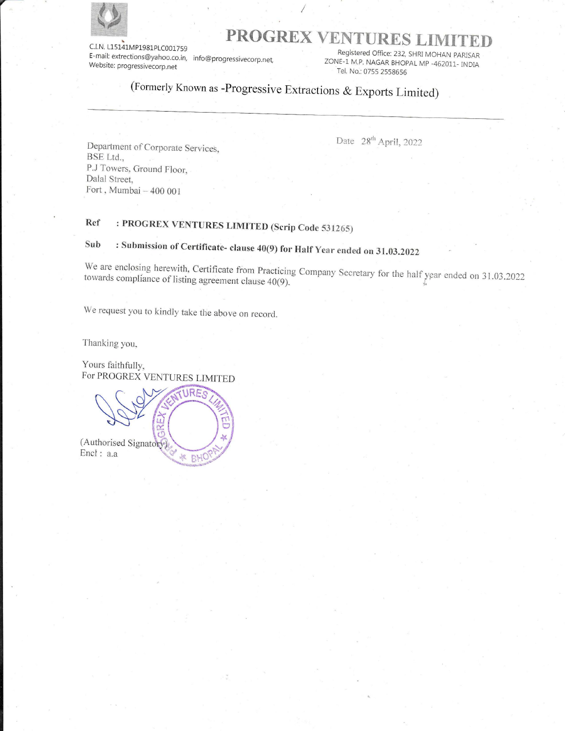C.I.N. L15141MP1981PLC001759
E-mail: extrections@yahoo.co.in, info@progressivecorp.net
Website: progressivecorp.net

# PROGREX VENTURES LIMITED

Registered Office: 232, SHRI MOHAN PARISAR ZONE-1 M.P. NAGAR BHOPAL MP -462011- INDIA
Tel. No.: 0755 2558656

(Formerly Known as -Progressive Extractions & Exports Limited)

---

Date 28th April, 2022

Department of Corporate Services,
BSE Ltd.,
P.J Towers, Ground Floor,
Dalal Street,
Fort , Mumbai – 400 001

**Ref : PROGREX VENTURES LIMITED (Scrip Code 531265)**

**Sub : Submission of Certificate- clause 40(9) for Half Year ended on 31.03.2022**

We are enclosing herewith, Certificate from Practicing Company Secretary for the half year ended on 31.03.2022 towards compliance of listing agreement clause 40(9).

We request you to kindly take the above on record.

Thanking you,

Yours faithfully,
For PROGREX VENTURES LIMITED

(Authorised Signatory)
Encl : a.a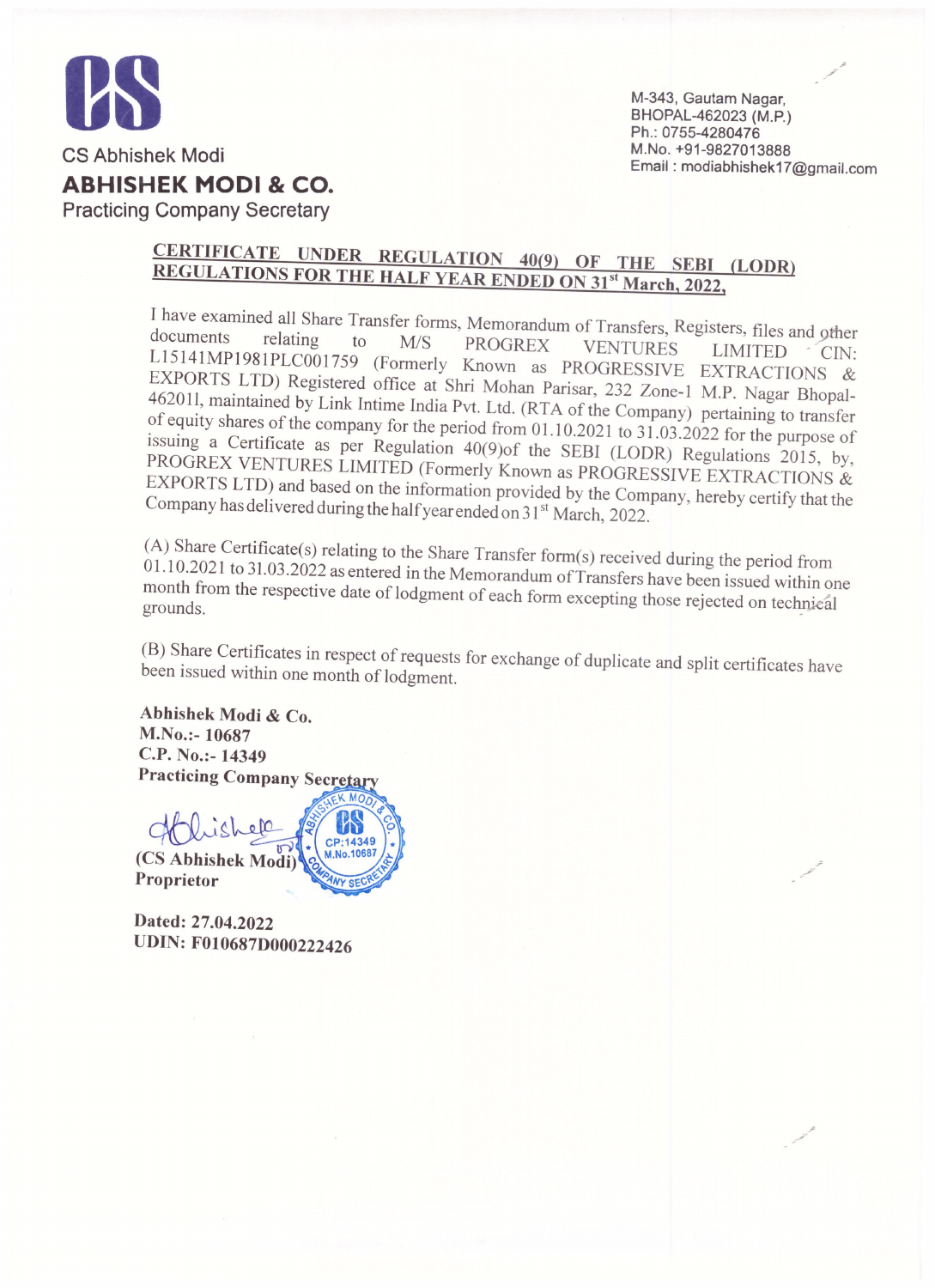CS Abhishek Modi

**ABHISHEK MODI & CO.**

Practicing Company Secretary

M-343, Gautam Nagar,
BHOPAL-462023 (M.P.)
Ph.: 0755-4280476
M.No. +91-9827013888
Email : modiabhishek17@gmail.com

## CERTIFICATE UNDER REGULATION 40(9) OF THE SEBI (LODR) REGULATIONS FOR THE HALF YEAR ENDED ON 31st March, 2022,

I have examined all Share Transfer forms, Memorandum of Transfers, Registers, files and other documents relating to M/S PROGREX VENTURES LIMITED CIN: L15141MP1981PLC001759 (Formerly Known as PROGRESSIVE EXTRACTIONS & EXPORTS LTD) Registered office at Shri Mohan Parisar, 232 Zone-1 M.P. Nagar Bhopal-462011, maintained by Link Intime India Pvt. Ltd. (RTA of the Company) pertaining to transfer of equity shares of the company for the period from 01.10.2021 to 31.03.2022 for the purpose of issuing a Certificate as per Regulation 40(9)of the SEBI (LODR) Regulations 2015, by, PROGREX VENTURES LIMITED (Formerly Known as PROGRESSIVE EXTRACTIONS & EXPORTS LTD) and based on the information provided by the Company, hereby certify that the Company has delivered during the half year ended on 31st March, 2022.

(A) Share Certificate(s) relating to the Share Transfer form(s) received during the period from 01.10.2021 to 31.03.2022 as entered in the Memorandum of Transfers have been issued within one month from the respective date of lodgment of each form excepting those rejected on technical grounds.

(B) Share Certificates in respect of requests for exchange of duplicate and split certificates have been issued within one month of lodgment.

**Abhishek Modi & Co.**
**M.No.:- 10687**
**C.P. No.:- 14349**
**Practicing Company Secretary**

**(CS Abhishek Modi)**
**Proprietor**

**Dated: 27.04.2022**
**UDIN: F010687D000222426**